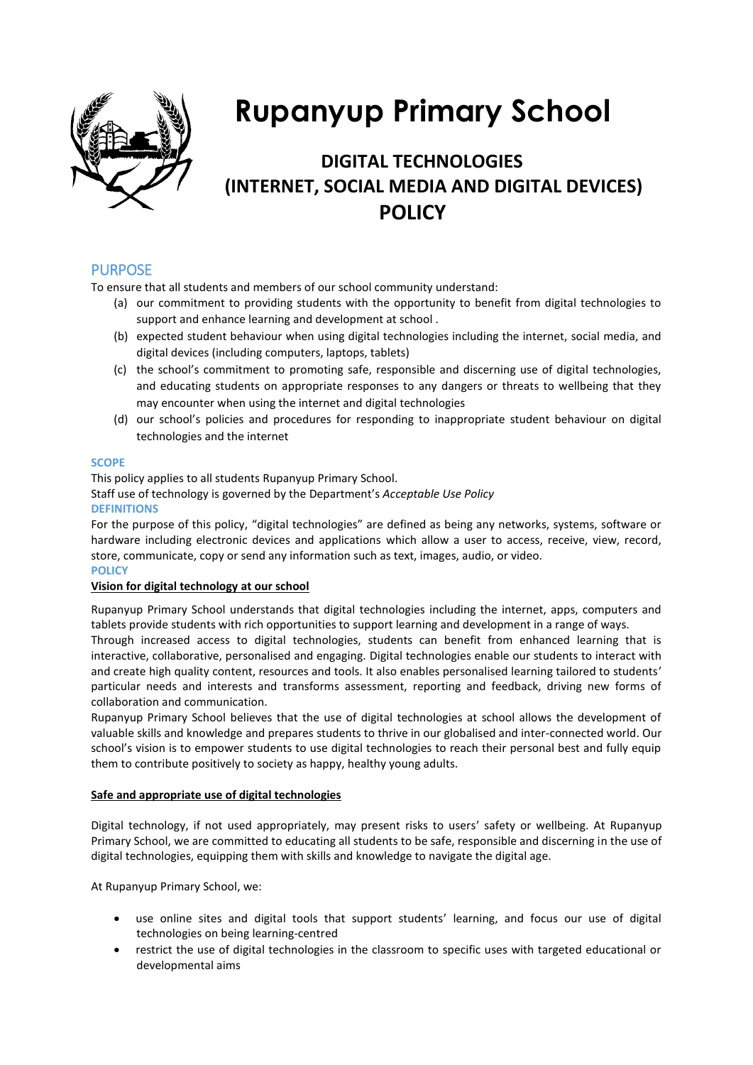# Rupanyup Primary School

## DIGITAL TECHNOLOGIES (INTERNET, SOCIAL MEDIA AND DIGITAL DEVICES) POLICY

## PURPOSE

To ensure that all students and members of our school community understand:

(a) our commitment to providing students with the opportunity to benefit from digital technologies to support and enhance learning and development at school .

(b) expected student behaviour when using digital technologies including the internet, social media, and digital devices (including computers, laptops, tablets)

(c) the school's commitment to promoting safe, responsible and discerning use of digital technologies, and educating students on appropriate responses to any dangers or threats to wellbeing that they may encounter when using the internet and digital technologies

(d) our school's policies and procedures for responding to inappropriate student behaviour on digital technologies and the internet

### SCOPE

This policy applies to all students Rupanyup Primary School.

Staff use of technology is governed by the Department's *Acceptable Use Policy*

### DEFINITIONS

For the purpose of this policy, "digital technologies" are defined as being any networks, systems, software or hardware including electronic devices and applications which allow a user to access, receive, view, record, store, communicate, copy or send any information such as text, images, audio, or video.

### POLICY

**Vision for digital technology at our school**

Rupanyup Primary School understands that digital technologies including the internet, apps, computers and tablets provide students with rich opportunities to support learning and development in a range of ways.

Through increased access to digital technologies, students can benefit from enhanced learning that is interactive, collaborative, personalised and engaging. Digital technologies enable our students to interact with and create high quality content, resources and tools. It also enables personalised learning tailored to students' particular needs and interests and transforms assessment, reporting and feedback, driving new forms of collaboration and communication.

Rupanyup Primary School believes that the use of digital technologies at school allows the development of valuable skills and knowledge and prepares students to thrive in our globalised and inter-connected world. Our school's vision is to empower students to use digital technologies to reach their personal best and fully equip them to contribute positively to society as happy, healthy young adults.

**Safe and appropriate use of digital technologies**

Digital technology, if not used appropriately, may present risks to users' safety or wellbeing. At Rupanyup Primary School, we are committed to educating all students to be safe, responsible and discerning in the use of digital technologies, equipping them with skills and knowledge to navigate the digital age.

At Rupanyup Primary School, we:

- use online sites and digital tools that support students' learning, and focus our use of digital technologies on being learning-centred
- restrict the use of digital technologies in the classroom to specific uses with targeted educational or developmental aims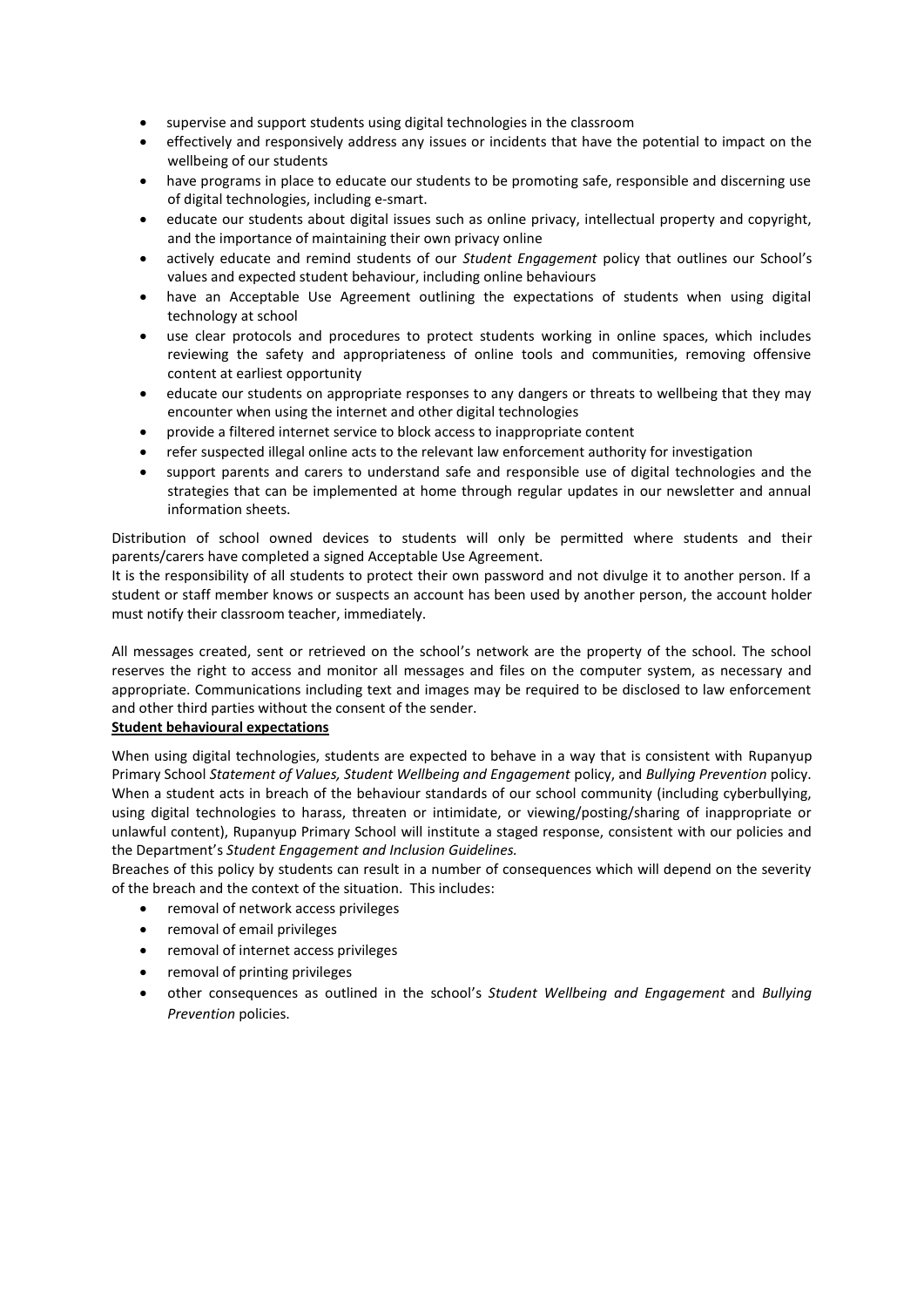- supervise and support students using digital technologies in the classroom
- effectively and responsively address any issues or incidents that have the potential to impact on the wellbeing of our students
- have programs in place to educate our students to be promoting safe, responsible and discerning use of digital technologies, including e-smart.
- educate our students about digital issues such as online privacy, intellectual property and copyright, and the importance of maintaining their own privacy online
- actively educate and remind students of our *Student Engagement* policy that outlines our School's values and expected student behaviour, including online behaviours
- have an Acceptable Use Agreement outlining the expectations of students when using digital technology at school
- use clear protocols and procedures to protect students working in online spaces, which includes reviewing the safety and appropriateness of online tools and communities, removing offensive content at earliest opportunity
- educate our students on appropriate responses to any dangers or threats to wellbeing that they may encounter when using the internet and other digital technologies
- provide a filtered internet service to block access to inappropriate content
- refer suspected illegal online acts to the relevant law enforcement authority for investigation
- support parents and carers to understand safe and responsible use of digital technologies and the strategies that can be implemented at home through regular updates in our newsletter and annual information sheets.

Distribution of school owned devices to students will only be permitted where students and their parents/carers have completed a signed Acceptable Use Agreement.

It is the responsibility of all students to protect their own password and not divulge it to another person. If a student or staff member knows or suspects an account has been used by another person, the account holder must notify their classroom teacher, immediately.

All messages created, sent or retrieved on the school's network are the property of the school. The school reserves the right to access and monitor all messages and files on the computer system, as necessary and appropriate. Communications including text and images may be required to be disclosed to law enforcement and other third parties without the consent of the sender.

**Student behavioural expectations**

When using digital technologies, students are expected to behave in a way that is consistent with Rupanyup Primary School *Statement of Values, Student Wellbeing and Engagement* policy, and *Bullying Prevention* policy. When a student acts in breach of the behaviour standards of our school community (including cyberbullying, using digital technologies to harass, threaten or intimidate, or viewing/posting/sharing of inappropriate or unlawful content), Rupanyup Primary School will institute a staged response, consistent with our policies and the Department's *Student Engagement and Inclusion Guidelines.*

Breaches of this policy by students can result in a number of consequences which will depend on the severity of the breach and the context of the situation. This includes:

- removal of network access privileges
- removal of email privileges
- removal of internet access privileges
- removal of printing privileges
- other consequences as outlined in the school's *Student Wellbeing and Engagement* and *Bullying Prevention* policies.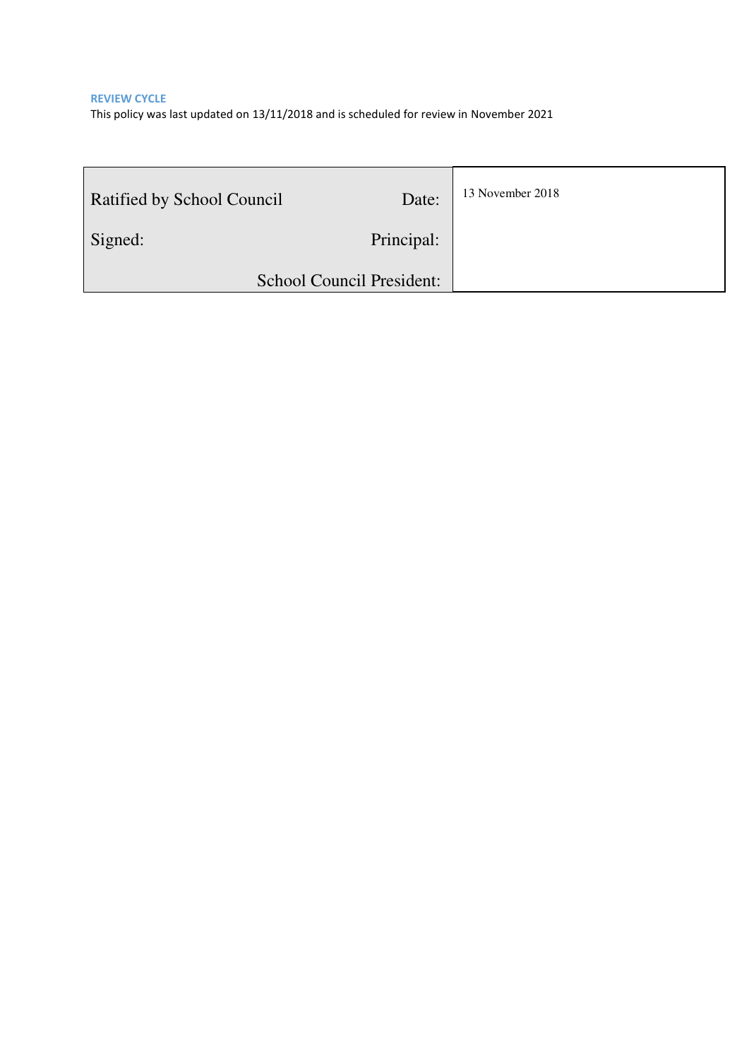### REVIEW CYCLE

This policy was last updated on 13/11/2018 and is scheduled for review in November 2021

| Ratified by School Council | Date: | 13 November 2018 |
|---|---|---|
| Signed: | Principal: | |
| | School Council President: | |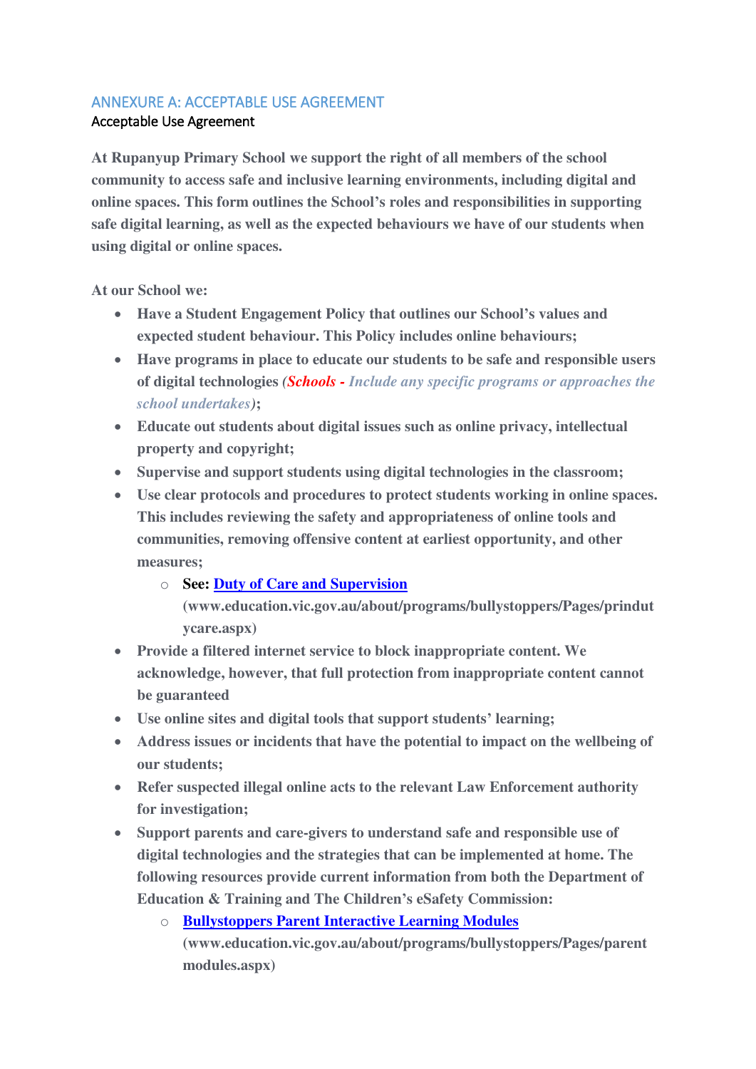## ANNEXURE A: ACCEPTABLE USE AGREEMENT

### Acceptable Use Agreement

**At Rupanyup Primary School we support the right of all members of the school community to access safe and inclusive learning environments, including digital and online spaces. This form outlines the School's roles and responsibilities in supporting safe digital learning, as well as the expected behaviours we have of our students when using digital or online spaces.**

**At our School we:**

- **Have a Student Engagement Policy that outlines our School's values and expected student behaviour. This Policy includes online behaviours;**
- **Have programs in place to educate our students to be safe and responsible users of digital technologies *(Schools - Include any specific programs or approaches the school undertakes)*;**
- **Educate out students about digital issues such as online privacy, intellectual property and copyright;**
- **Supervise and support students using digital technologies in the classroom;**
- **Use clear protocols and procedures to protect students working in online spaces. This includes reviewing the safety and appropriateness of online tools and communities, removing offensive content at earliest opportunity, and other measures;**
  - **See: Duty of Care and Supervision (www.education.vic.gov.au/about/programs/bullystoppers/Pages/prindutycare.aspx)**
- **Provide a filtered internet service to block inappropriate content. We acknowledge, however, that full protection from inappropriate content cannot be guaranteed**
- **Use online sites and digital tools that support students' learning;**
- **Address issues or incidents that have the potential to impact on the wellbeing of our students;**
- **Refer suspected illegal online acts to the relevant Law Enforcement authority for investigation;**
- **Support parents and care-givers to understand safe and responsible use of digital technologies and the strategies that can be implemented at home. The following resources provide current information from both the Department of Education & Training and The Children's eSafety Commission:**
  - **Bullystoppers Parent Interactive Learning Modules (www.education.vic.gov.au/about/programs/bullystoppers/Pages/parentmodules.aspx)**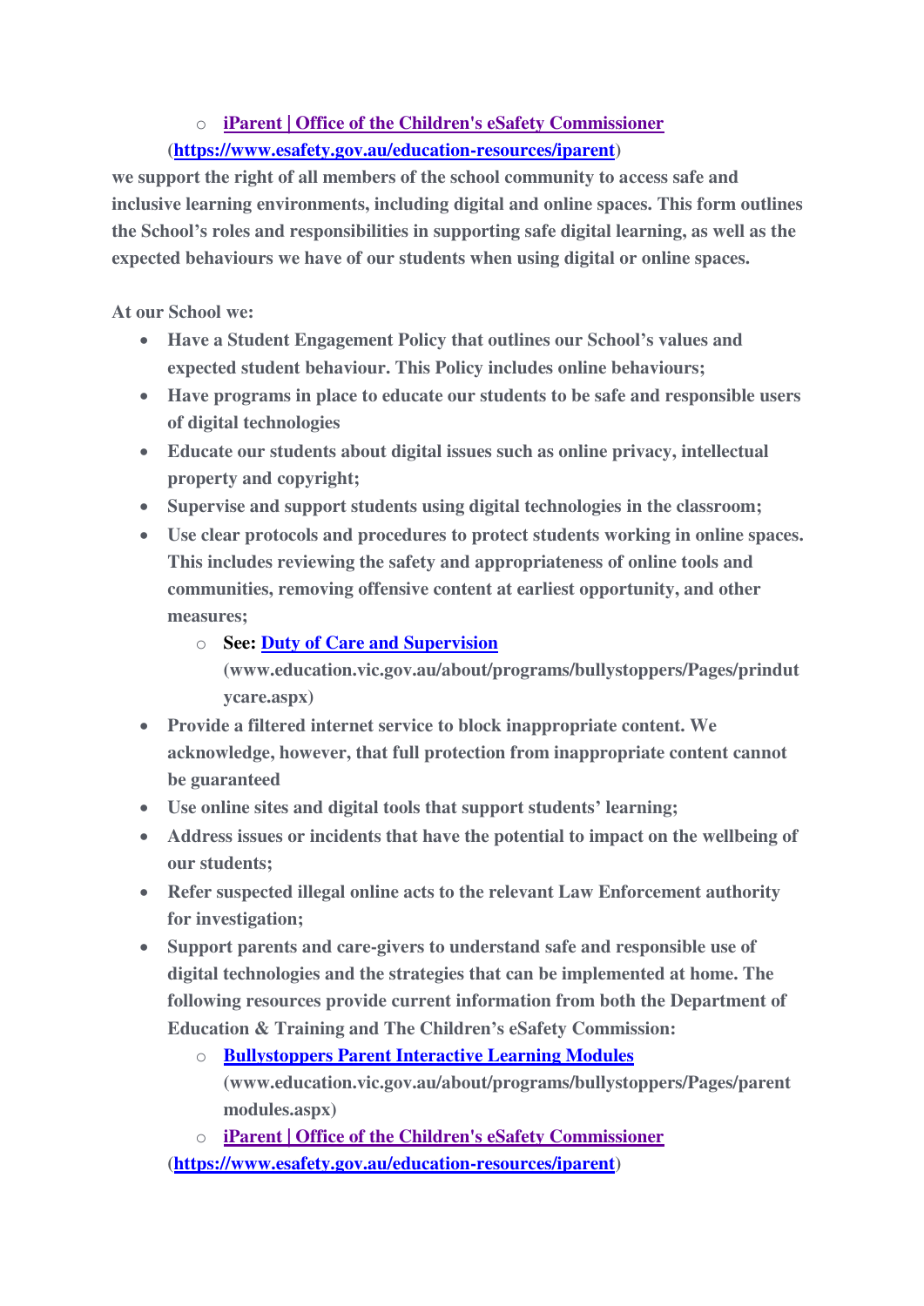- [iParent | Office of the Children's eSafety Commissioner](https://www.esafety.gov.au/education-resources/iparent) (https://www.esafety.gov.au/education-resources/iparent)

**we support the right of all members of the school community to access safe and inclusive learning environments, including digital and online spaces. This form outlines the School's roles and responsibilities in supporting safe digital learning, as well as the expected behaviours we have of our students when using digital or online spaces.**

**At our School we:**

- **Have a Student Engagement Policy that outlines our School's values and expected student behaviour. This Policy includes online behaviours;**
- **Have programs in place to educate our students to be safe and responsible users of digital technologies**
- **Educate our students about digital issues such as online privacy, intellectual property and copyright;**
- **Supervise and support students using digital technologies in the classroom;**
- **Use clear protocols and procedures to protect students working in online spaces. This includes reviewing the safety and appropriateness of online tools and communities, removing offensive content at earliest opportunity, and other measures;**
    - **See: [Duty of Care and Supervision](www.education.vic.gov.au/about/programs/bullystoppers/Pages/prindutycare.aspx) (www.education.vic.gov.au/about/programs/bullystoppers/Pages/prindutycare.aspx)**
- **Provide a filtered internet service to block inappropriate content. We acknowledge, however, that full protection from inappropriate content cannot be guaranteed**
- **Use online sites and digital tools that support students' learning;**
- **Address issues or incidents that have the potential to impact on the wellbeing of our students;**
- **Refer suspected illegal online acts to the relevant Law Enforcement authority for investigation;**
- **Support parents and care-givers to understand safe and responsible use of digital technologies and the strategies that can be implemented at home. The following resources provide current information from both the Department of Education & Training and The Children's eSafety Commission:**
    - **[Bullystoppers Parent Interactive Learning Modules](www.education.vic.gov.au/about/programs/bullystoppers/Pages/parentmodules.aspx) (www.education.vic.gov.au/about/programs/bullystoppers/Pages/parentmodules.aspx)**
    - **[iParent | Office of the Children's eSafety Commissioner](https://www.esafety.gov.au/education-resources/iparent) (https://www.esafety.gov.au/education-resources/iparent)**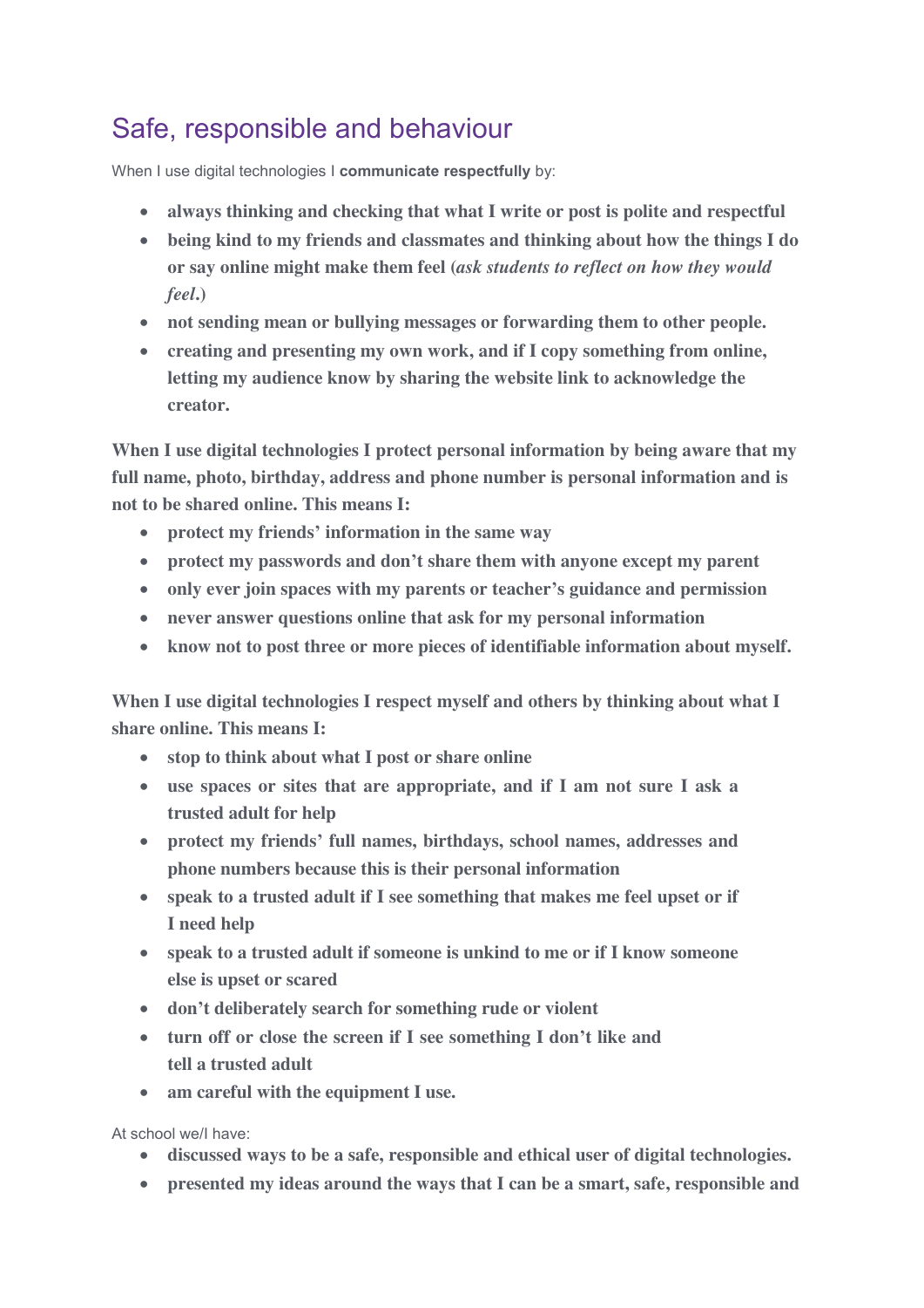# Safe, responsible and behaviour

When I use digital technologies I **communicate respectfully** by:

- **always thinking and checking that what I write or post is polite and respectful**
- **being kind to my friends and classmates and thinking about how the things I do or say online might make them feel (*ask students to reflect on how they would feel*.)**
- **not sending mean or bullying messages or forwarding them to other people.**
- **creating and presenting my own work, and if I copy something from online, letting my audience know by sharing the website link to acknowledge the creator.**

**When I use digital technologies I protect personal information by being aware that my full name, photo, birthday, address and phone number is personal information and is not to be shared online. This means I:**

- **protect my friends' information in the same way**
- **protect my passwords and don't share them with anyone except my parent**
- **only ever join spaces with my parents or teacher's guidance and permission**
- **never answer questions online that ask for my personal information**
- **know not to post three or more pieces of identifiable information about myself.**

**When I use digital technologies I respect myself and others by thinking about what I share online. This means I:**

- **stop to think about what I post or share online**
- **use spaces or sites that are appropriate, and if I am not sure I ask a trusted adult for help**
- **protect my friends' full names, birthdays, school names, addresses and phone numbers because this is their personal information**
- **speak to a trusted adult if I see something that makes me feel upset or if I need help**
- **speak to a trusted adult if someone is unkind to me or if I know someone else is upset or scared**
- **don't deliberately search for something rude or violent**
- **turn off or close the screen if I see something I don't like and tell a trusted adult**
- **am careful with the equipment I use.**

At school we/I have:

- **discussed ways to be a safe, responsible and ethical user of digital technologies.**
- **presented my ideas around the ways that I can be a smart, safe, responsible and**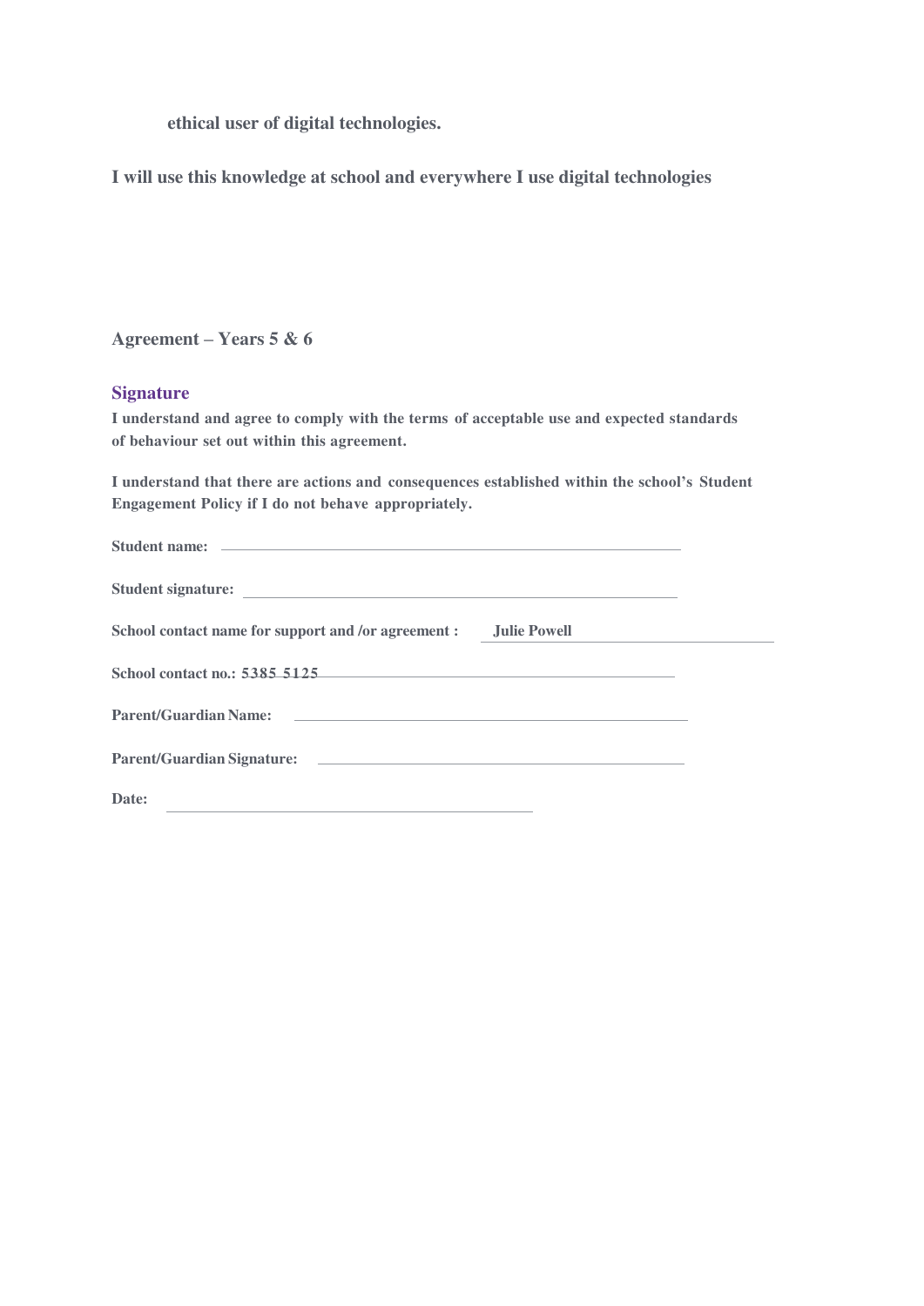**ethical user of digital technologies.**

**I will use this knowledge at school and everywhere I use digital technologies**

## Agreement – Years 5 & 6

### Signature

**I understand and agree to comply with the terms of acceptable use and expected standards of behaviour set out within this agreement.**

**I understand that there are actions and consequences established within the school's Student Engagement Policy if I do not behave appropriately.**

**Student name:** ______________________________

**Student signature:** ______________________________

**School contact name for support and /or agreement :** **Julie Powell**

**School contact no.: 5385 5125**

**Parent/Guardian Name:** ______________________________

**Parent/Guardian Signature:** ______________________________

**Date:** ______________________________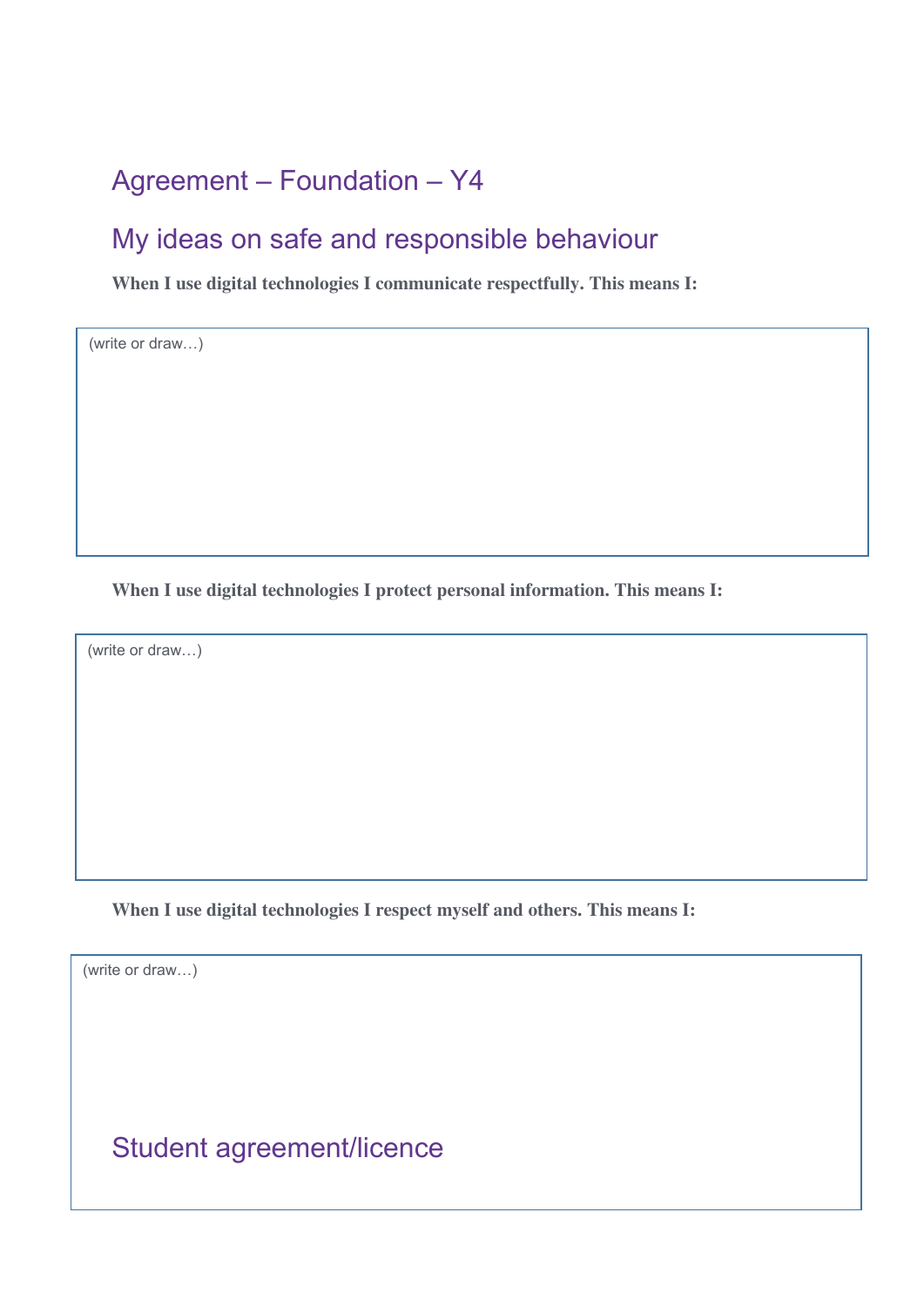## Agreement – Foundation – Y4

## My ideas on safe and responsible behaviour

**When I use digital technologies I communicate respectfully. This means I:**

(write or draw…)

**When I use digital technologies I protect personal information. This means I:**

(write or draw…)

**When I use digital technologies I respect myself and others. This means I:**

(write or draw…)

## Student agreement/licence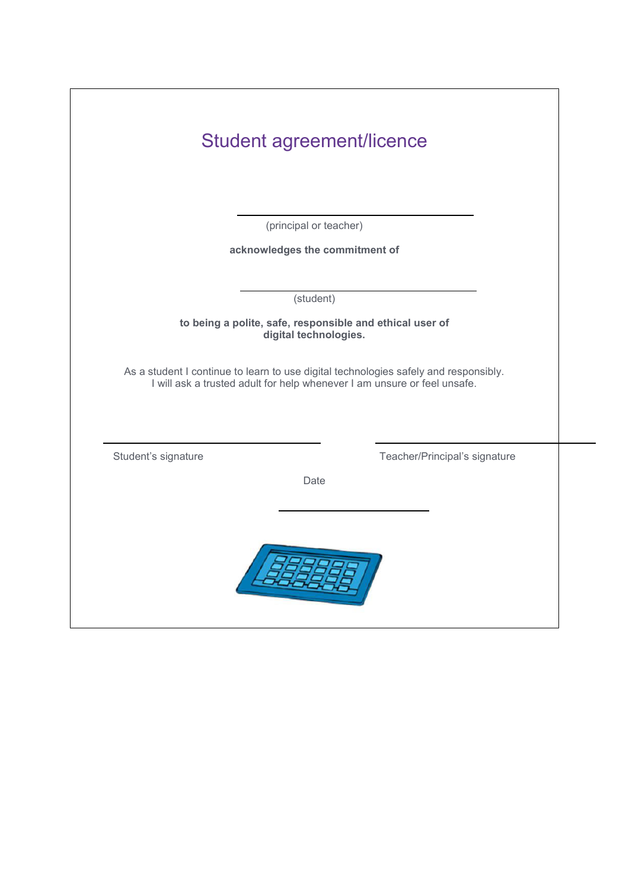## Student agreement/licence

\_\_\_\_\_\_\_\_\_\_\_\_\_\_\_\_\_\_\_\_\_\_\_\_\_\_\_\_\_\_\_\_

(principal or teacher)

**acknowledges the commitment of**

\_\_\_\_\_\_\_\_\_\_\_\_\_\_\_\_\_\_\_\_\_\_\_\_\_\_\_\_\_\_\_\_

(student)

**to being a polite, safe, responsible and ethical user of digital technologies.**

As a student I continue to learn to use digital technologies safely and responsibly.
I will ask a trusted adult for help whenever I am unsure or feel unsafe.

\_\_\_\_\_\_\_\_\_\_\_\_\_\_\_\_\_\_\_\_\_\_\_\_\_\_\_\_\_\_\_\_ \_\_\_\_\_\_\_\_\_\_\_\_\_\_\_\_\_\_\_\_\_\_\_\_\_\_\_\_\_\_\_\_

Student's signature Teacher/Principal's signature

Date

\_\_\_\_\_\_\_\_\_\_\_\_\_\_\_\_\_\_\_\_